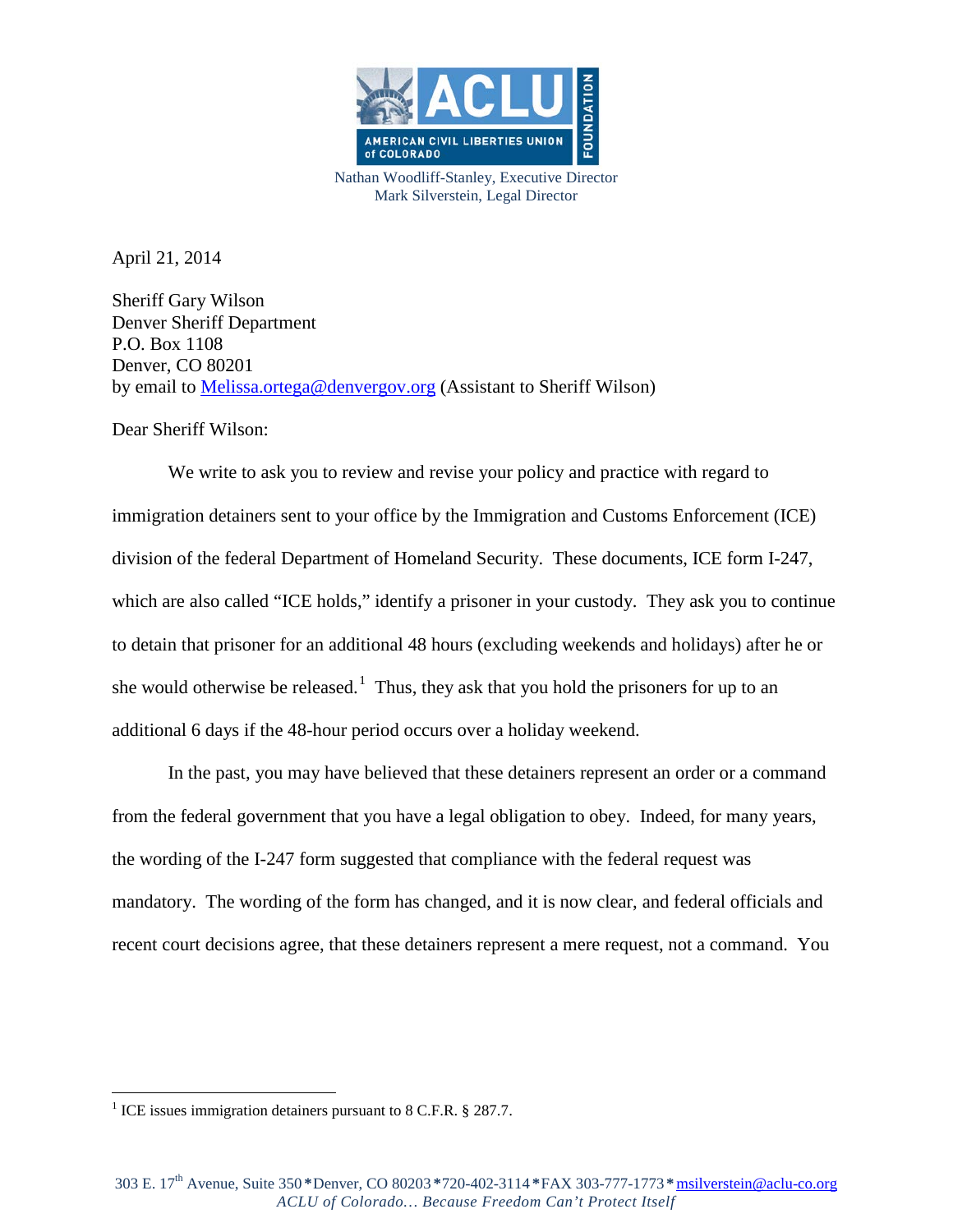AMERICAN CIVIL LIBERTIES UNION of COLORADO FOUNDATION

Nathan Woodliff-Stanley, Executive Director
Mark Silverstein, Legal Director

April 21, 2014

Sheriff Gary Wilson
Denver Sheriff Department
P.O. Box 1108
Denver, CO 80201
by email to Melissa.ortega@denvergov.org (Assistant to Sheriff Wilson)

Dear Sheriff Wilson:

We write to ask you to review and revise your policy and practice with regard to immigration detainers sent to your office by the Immigration and Customs Enforcement (ICE) division of the federal Department of Homeland Security. These documents, ICE form I-247, which are also called "ICE holds," identify a prisoner in your custody. They ask you to continue to detain that prisoner for an additional 48 hours (excluding weekends and holidays) after he or she would otherwise be released.[1] Thus, they ask that you hold the prisoners for up to an additional 6 days if the 48-hour period occurs over a holiday weekend.

In the past, you may have believed that these detainers represent an order or a command from the federal government that you have a legal obligation to obey. Indeed, for many years, the wording of the I-247 form suggested that compliance with the federal request was mandatory. The wording of the form has changed, and it is now clear, and federal officials and recent court decisions agree, that these detainers represent a mere request, not a command. You

---

[1] ICE issues immigration detainers pursuant to 8 C.F.R. § 287.7.

303 E. 17th Avenue, Suite 350 * Denver, CO 80203 * 720-402-3114 * FAX 303-777-1773 * msilverstein@aclu-co.org
*ACLU of Colorado… Because Freedom Can't Protect Itself*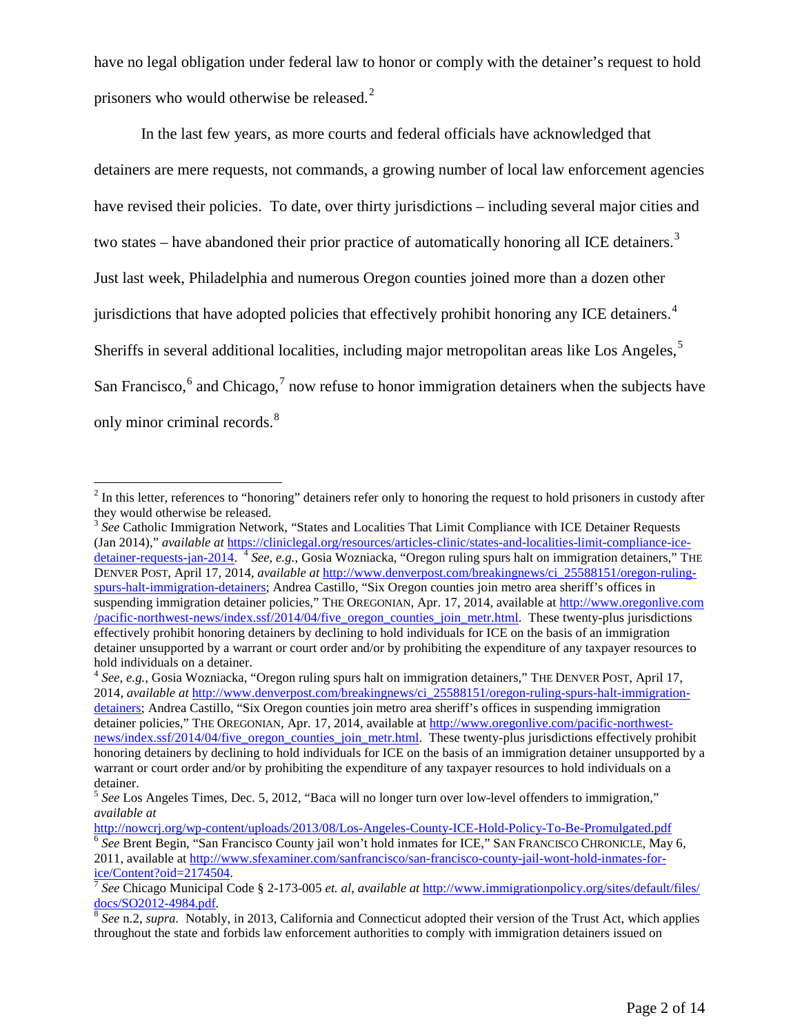have no legal obligation under federal law to honor or comply with the detainer's request to hold prisoners who would otherwise be released.[2]

In the last few years, as more courts and federal officials have acknowledged that detainers are mere requests, not commands, a growing number of local law enforcement agencies have revised their policies. To date, over thirty jurisdictions – including several major cities and two states – have abandoned their prior practice of automatically honoring all ICE detainers.[3] Just last week, Philadelphia and numerous Oregon counties joined more than a dozen other jurisdictions that have adopted policies that effectively prohibit honoring any ICE detainers.[4] Sheriffs in several additional localities, including major metropolitan areas like Los Angeles,[5] San Francisco,[6] and Chicago,[7] now refuse to honor immigration detainers when the subjects have only minor criminal records.[8]

---

[2] In this letter, references to "honoring" detainers refer only to honoring the request to hold prisoners in custody after they would otherwise be released.

[3] *See* Catholic Immigration Network, "States and Localities That Limit Compliance with ICE Detainer Requests (Jan 2014)," *available at* https://cliniclegal.org/resources/articles-clinic/states-and-localities-limit-compliance-ice-detainer-requests-jan-2014. [4] *See, e.g.*, Gosia Wozniacka, "Oregon ruling spurs halt on immigration detainers," THE DENVER POST, April 17, 2014, *available at* http://www.denverpost.com/breakingnews/ci_25588151/oregon-ruling-spurs-halt-immigration-detainers; Andrea Castillo, "Six Oregon counties join metro area sheriff's offices in suspending immigration detainer policies," THE OREGONIAN, Apr. 17, 2014, available at http://www.oregonlive.com/pacific-northwest-news/index.ssf/2014/04/five_oregon_counties_join_metr.html. These twenty-plus jurisdictions effectively prohibit honoring detainers by declining to hold individuals for ICE on the basis of an immigration detainer unsupported by a warrant or court order and/or by prohibiting the expenditure of any taxpayer resources to hold individuals on a detainer.

[4] *See, e.g.*, Gosia Wozniacka, "Oregon ruling spurs halt on immigration detainers," THE DENVER POST, April 17, 2014, *available at* http://www.denverpost.com/breakingnews/ci_25588151/oregon-ruling-spurs-halt-immigration-detainers; Andrea Castillo, "Six Oregon counties join metro area sheriff's offices in suspending immigration detainer policies," THE OREGONIAN, Apr. 17, 2014, available at http://www.oregonlive.com/pacific-northwest-news/index.ssf/2014/04/five_oregon_counties_join_metr.html. These twenty-plus jurisdictions effectively prohibit honoring detainers by declining to hold individuals for ICE on the basis of an immigration detainer unsupported by a warrant or court order and/or by prohibiting the expenditure of any taxpayer resources to hold individuals on a detainer.

[5] *See* Los Angeles Times, Dec. 5, 2012, "Baca will no longer turn over low-level offenders to immigration," *available at* http://nowcrj.org/wp-content/uploads/2013/08/Los-Angeles-County-ICE-Hold-Policy-To-Be-Promulgated.pdf

[6] *See* Brent Begin, "San Francisco County jail won't hold inmates for ICE," SAN FRANCISCO CHRONICLE, May 6, 2011, available at http://www.sfexaminer.com/sanfrancisco/san-francisco-county-jail-wont-hold-inmates-for-ice/Content?oid=2174504.

[7] *See* Chicago Municipal Code § 2-173-005 *et. al*, *available at* http://www.immigrationpolicy.org/sites/default/files/docs/SO2012-4984.pdf.

[8] *See* n.2, *supra*. Notably, in 2013, California and Connecticut adopted their version of the Trust Act, which applies throughout the state and forbids law enforcement authorities to comply with immigration detainers issued on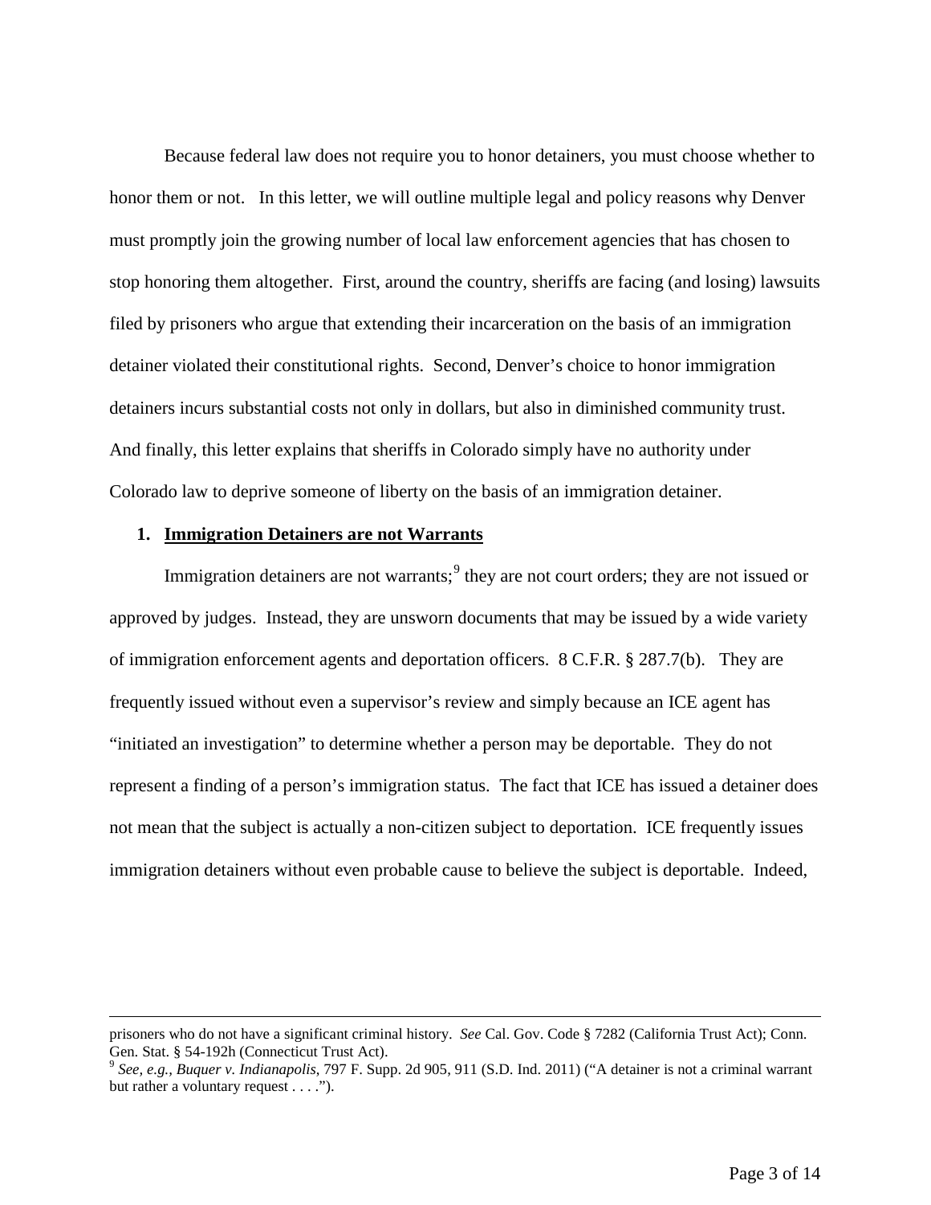Because federal law does not require you to honor detainers, you must choose whether to honor them or not. In this letter, we will outline multiple legal and policy reasons why Denver must promptly join the growing number of local law enforcement agencies that has chosen to stop honoring them altogether. First, around the country, sheriffs are facing (and losing) lawsuits filed by prisoners who argue that extending their incarceration on the basis of an immigration detainer violated their constitutional rights. Second, Denver's choice to honor immigration detainers incurs substantial costs not only in dollars, but also in diminished community trust. And finally, this letter explains that sheriffs in Colorado simply have no authority under Colorado law to deprive someone of liberty on the basis of an immigration detainer.

## 1. Immigration Detainers are not Warrants

Immigration detainers are not warrants;[9] they are not court orders; they are not issued or approved by judges. Instead, they are unsworn documents that may be issued by a wide variety of immigration enforcement agents and deportation officers. 8 C.F.R. § 287.7(b). They are frequently issued without even a supervisor's review and simply because an ICE agent has "initiated an investigation" to determine whether a person may be deportable. They do not represent a finding of a person's immigration status. The fact that ICE has issued a detainer does not mean that the subject is actually a non-citizen subject to deportation. ICE frequently issues immigration detainers without even probable cause to believe the subject is deportable. Indeed,

---

prisoners who do not have a significant criminal history. *See* Cal. Gov. Code § 7282 (California Trust Act); Conn. Gen. Stat. § 54-192h (Connecticut Trust Act).

[9] *See, e.g., Buquer v. Indianapolis*, 797 F. Supp. 2d 905, 911 (S.D. Ind. 2011) ("A detainer is not a criminal warrant but rather a voluntary request . . . .").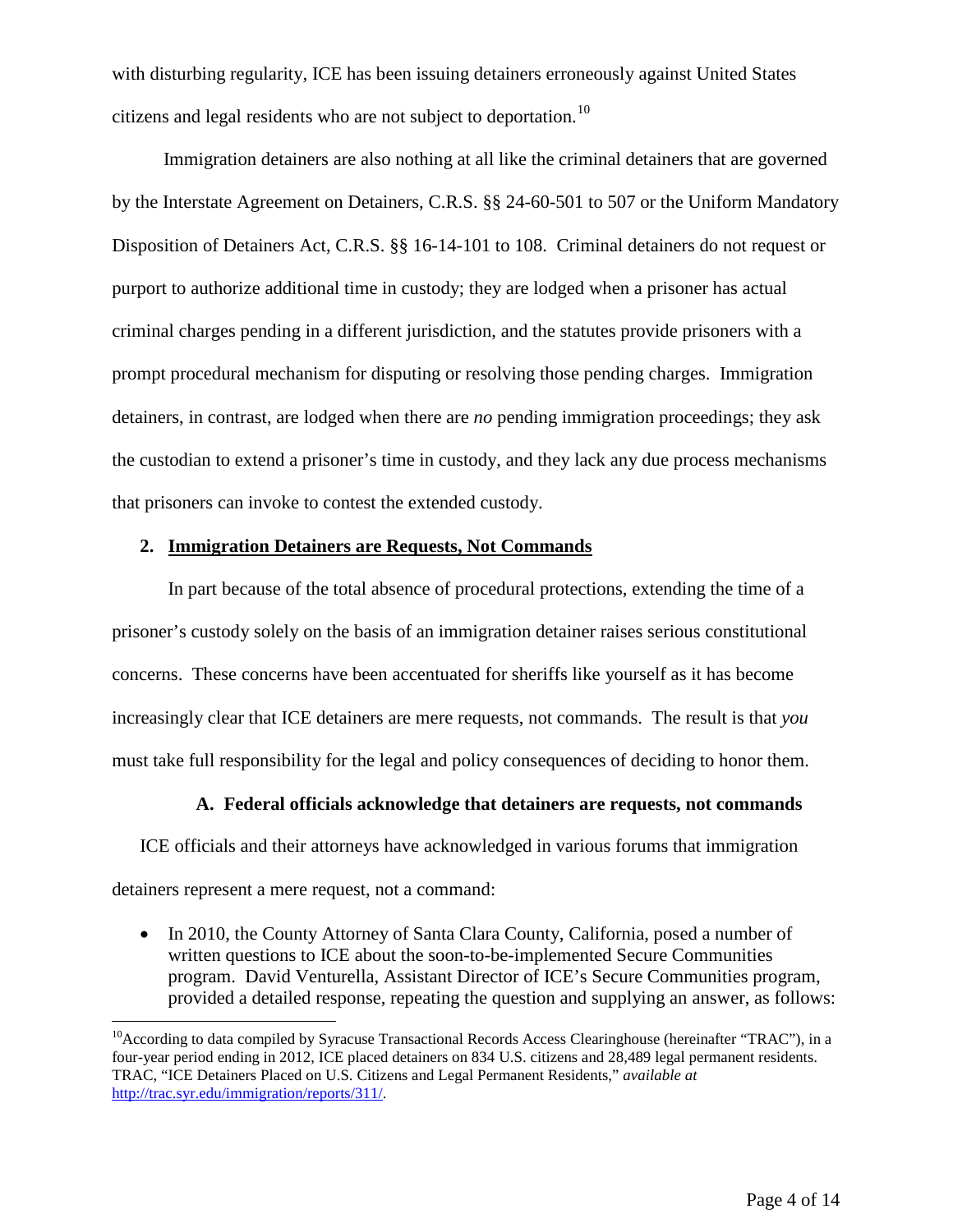with disturbing regularity, ICE has been issuing detainers erroneously against United States citizens and legal residents who are not subject to deportation.[10]

Immigration detainers are also nothing at all like the criminal detainers that are governed by the Interstate Agreement on Detainers, C.R.S. §§ 24-60-501 to 507 or the Uniform Mandatory Disposition of Detainers Act, C.R.S. §§ 16-14-101 to 108. Criminal detainers do not request or purport to authorize additional time in custody; they are lodged when a prisoner has actual criminal charges pending in a different jurisdiction, and the statutes provide prisoners with a prompt procedural mechanism for disputing or resolving those pending charges. Immigration detainers, in contrast, are lodged when there are *no* pending immigration proceedings; they ask the custodian to extend a prisoner's time in custody, and they lack any due process mechanisms that prisoners can invoke to contest the extended custody.

## 2. <u>Immigration Detainers are Requests, Not Commands</u>

In part because of the total absence of procedural protections, extending the time of a prisoner's custody solely on the basis of an immigration detainer raises serious constitutional concerns. These concerns have been accentuated for sheriffs like yourself as it has become increasingly clear that ICE detainers are mere requests, not commands. The result is that *you* must take full responsibility for the legal and policy consequences of deciding to honor them.

### A. Federal officials acknowledge that detainers are requests, not commands

ICE officials and their attorneys have acknowledged in various forums that immigration detainers represent a mere request, not a command:

- In 2010, the County Attorney of Santa Clara County, California, posed a number of written questions to ICE about the soon-to-be-implemented Secure Communities program. David Venturella, Assistant Director of ICE's Secure Communities program, provided a detailed response, repeating the question and supplying an answer, as follows:

---

[10] According to data compiled by Syracuse Transactional Records Access Clearinghouse (hereinafter "TRAC"), in a four-year period ending in 2012, ICE placed detainers on 834 U.S. citizens and 28,489 legal permanent residents. TRAC, "ICE Detainers Placed on U.S. Citizens and Legal Permanent Residents," *available at* http://trac.syr.edu/immigration/reports/311/.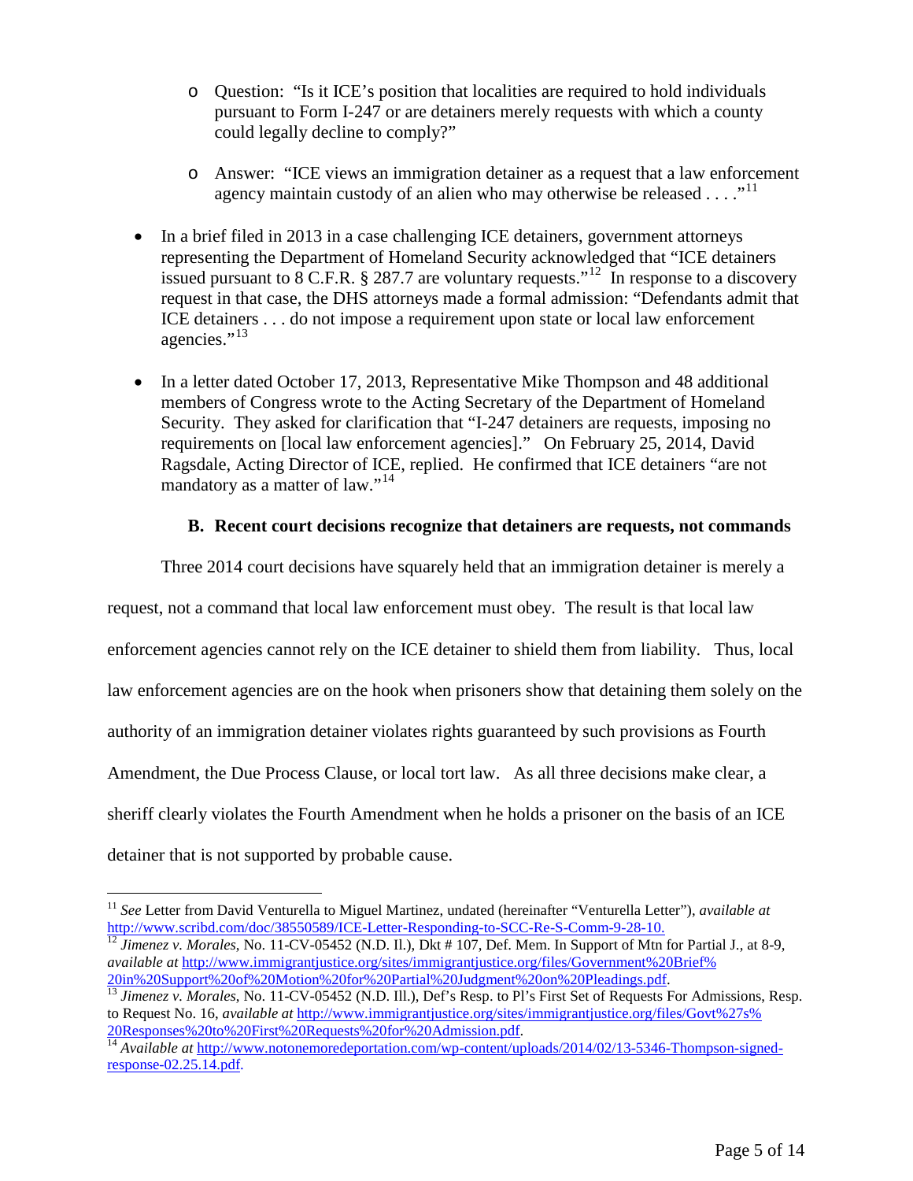- Question: "Is it ICE's position that localities are required to hold individuals pursuant to Form I-247 or are detainers merely requests with which a county could legally decline to comply?"
- Answer: "ICE views an immigration detainer as a request that a law enforcement agency maintain custody of an alien who may otherwise be released . . . ."[11]

- In a brief filed in 2013 in a case challenging ICE detainers, government attorneys representing the Department of Homeland Security acknowledged that "ICE detainers issued pursuant to 8 C.F.R. § 287.7 are voluntary requests."[12] In response to a discovery request in that case, the DHS attorneys made a formal admission: "Defendants admit that ICE detainers . . . do not impose a requirement upon state or local law enforcement agencies."[13]

- In a letter dated October 17, 2013, Representative Mike Thompson and 48 additional members of Congress wrote to the Acting Secretary of the Department of Homeland Security. They asked for clarification that "I-247 detainers are requests, imposing no requirements on [local law enforcement agencies]." On February 25, 2014, David Ragsdale, Acting Director of ICE, replied. He confirmed that ICE detainers "are not mandatory as a matter of law."[14]

### B. Recent court decisions recognize that detainers are requests, not commands

Three 2014 court decisions have squarely held that an immigration detainer is merely a request, not a command that local law enforcement must obey. The result is that local law enforcement agencies cannot rely on the ICE detainer to shield them from liability. Thus, local law enforcement agencies are on the hook when prisoners show that detaining them solely on the authority of an immigration detainer violates rights guaranteed by such provisions as Fourth Amendment, the Due Process Clause, or local tort law. As all three decisions make clear, a sheriff clearly violates the Fourth Amendment when he holds a prisoner on the basis of an ICE detainer that is not supported by probable cause.

---

[11] *See* Letter from David Venturella to Miguel Martinez, undated (hereinafter "Venturella Letter"), *available at* http://www.scribd.com/doc/38550589/ICE-Letter-Responding-to-SCC-Re-S-Comm-9-28-10.

[12] *Jimenez v. Morales*, No. 11-CV-05452 (N.D. Il.), Dkt # 107, Def. Mem. In Support of Mtn for Partial J., at 8-9, *available at* http://www.immigrantjustice.org/sites/immigrantjustice.org/files/Government%20Brief%20in%20Support%20of%20Motion%20for%20Partial%20Judgment%20on%20Pleadings.pdf.

[13] *Jimenez v. Morales*, No. 11-CV-05452 (N.D. Ill.), Def's Resp. to Pl's First Set of Requests For Admissions, Resp. to Request No. 16, *available at* http://www.immigrantjustice.org/sites/immigrantjustice.org/files/Govt%27s%20Responses%20to%20First%20Requests%20for%20Admission.pdf.

[14] *Available at* http://www.notonemoredeportation.com/wp-content/uploads/2014/02/13-5346-Thompson-signed-response-02.25.14.pdf.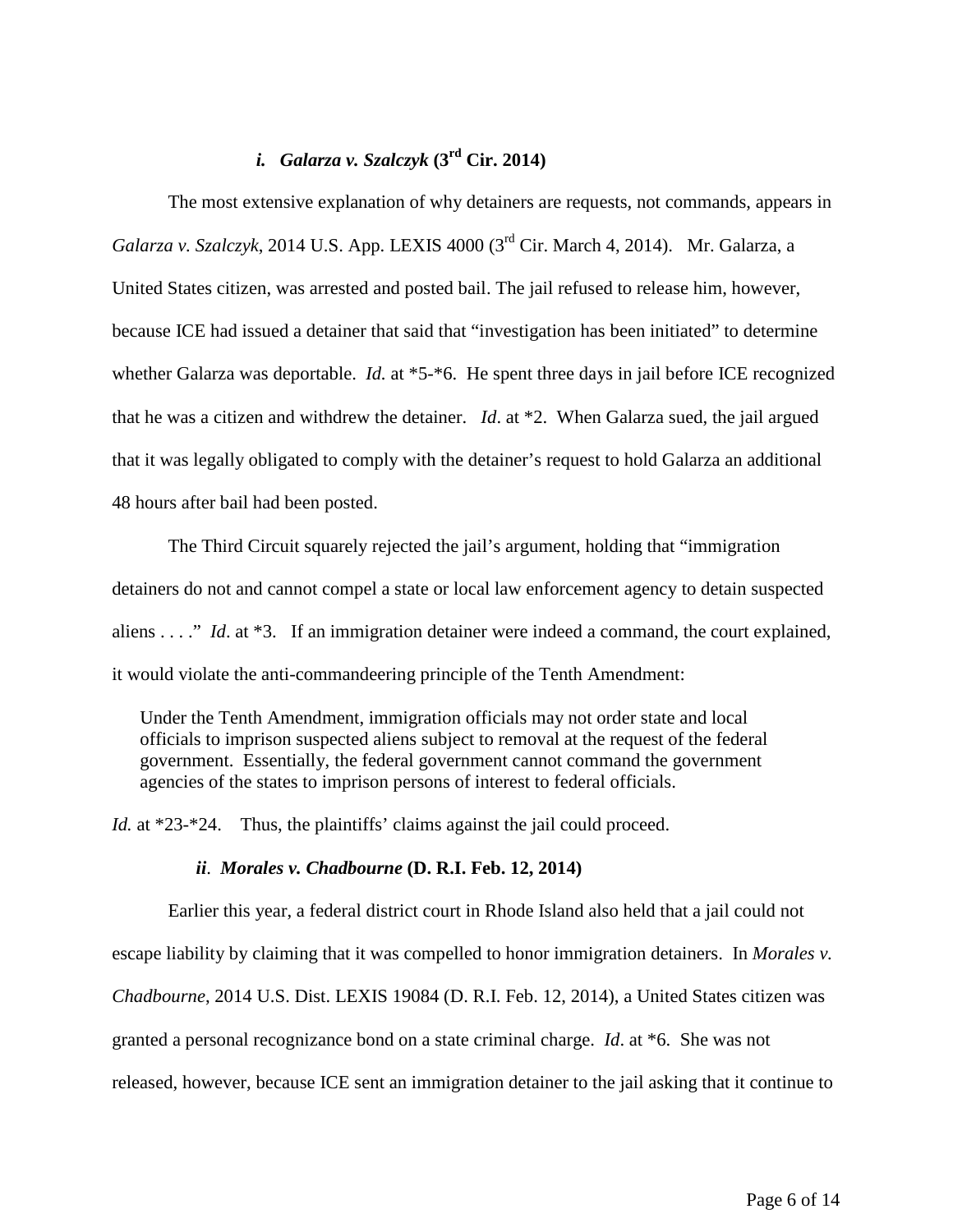### *i. Galarza v. Szalczyk* (3rd Cir. 2014)

The most extensive explanation of why detainers are requests, not commands, appears in *Galarza v. Szalczyk*, 2014 U.S. App. LEXIS 4000 (3rd Cir. March 4, 2014). Mr. Galarza, a United States citizen, was arrested and posted bail. The jail refused to release him, however, because ICE had issued a detainer that said that "investigation has been initiated" to determine whether Galarza was deportable. *Id.* at *5-*6. He spent three days in jail before ICE recognized that he was a citizen and withdrew the detainer. *Id*. at *2. When Galarza sued, the jail argued that it was legally obligated to comply with the detainer's request to hold Galarza an additional 48 hours after bail had been posted.

The Third Circuit squarely rejected the jail's argument, holding that "immigration detainers do not and cannot compel a state or local law enforcement agency to detain suspected aliens . . . ." *Id*. at *3. If an immigration detainer were indeed a command, the court explained, it would violate the anti-commandeering principle of the Tenth Amendment:

> Under the Tenth Amendment, immigration officials may not order state and local officials to imprison suspected aliens subject to removal at the request of the federal government. Essentially, the federal government cannot command the government agencies of the states to imprison persons of interest to federal officials.

*Id.* at *23-*24. Thus, the plaintiffs' claims against the jail could proceed.

### *ii. Morales v. Chadbourne* (D. R.I. Feb. 12, 2014)

Earlier this year, a federal district court in Rhode Island also held that a jail could not escape liability by claiming that it was compelled to honor immigration detainers. In *Morales v. Chadbourne*, 2014 U.S. Dist. LEXIS 19084 (D. R.I. Feb. 12, 2014), a United States citizen was granted a personal recognizance bond on a state criminal charge. *Id*. at *6. She was not released, however, because ICE sent an immigration detainer to the jail asking that it continue to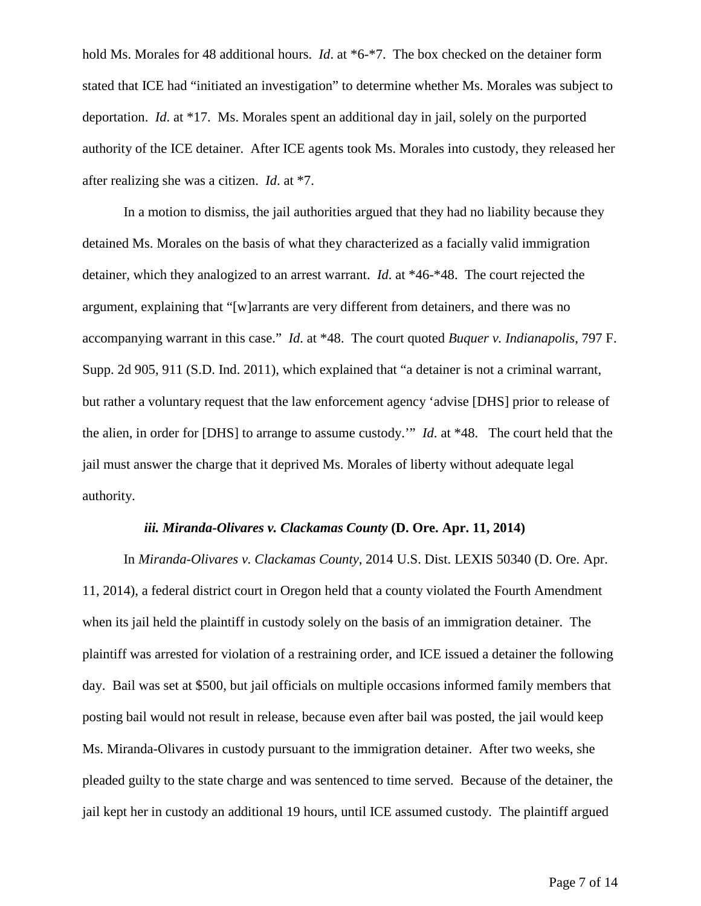hold Ms. Morales for 48 additional hours. *Id*. at *6-*7. The box checked on the detainer form stated that ICE had "initiated an investigation" to determine whether Ms. Morales was subject to deportation. *Id*. at *17. Ms. Morales spent an additional day in jail, solely on the purported authority of the ICE detainer. After ICE agents took Ms. Morales into custody, they released her after realizing she was a citizen. *Id*. at *7.

In a motion to dismiss, the jail authorities argued that they had no liability because they detained Ms. Morales on the basis of what they characterized as a facially valid immigration detainer, which they analogized to an arrest warrant. *Id*. at *46-*48. The court rejected the argument, explaining that "[w]arrants are very different from detainers, and there was no accompanying warrant in this case." *Id*. at *48. The court quoted *Buquer v. Indianapolis*, 797 F. Supp. 2d 905, 911 (S.D. Ind. 2011), which explained that "a detainer is not a criminal warrant, but rather a voluntary request that the law enforcement agency 'advise [DHS] prior to release of the alien, in order for [DHS] to arrange to assume custody.'" *Id*. at *48. The court held that the jail must answer the charge that it deprived Ms. Morales of liberty without adequate legal authority.

### ***iii. Miranda-Olivares v. Clackamas County* (D. Ore. Apr. 11, 2014)**

In *Miranda-Olivares v. Clackamas County*, 2014 U.S. Dist. LEXIS 50340 (D. Ore. Apr. 11, 2014), a federal district court in Oregon held that a county violated the Fourth Amendment when its jail held the plaintiff in custody solely on the basis of an immigration detainer. The plaintiff was arrested for violation of a restraining order, and ICE issued a detainer the following day. Bail was set at $500, but jail officials on multiple occasions informed family members that posting bail would not result in release, because even after bail was posted, the jail would keep Ms. Miranda-Olivares in custody pursuant to the immigration detainer. After two weeks, she pleaded guilty to the state charge and was sentenced to time served. Because of the detainer, the jail kept her in custody an additional 19 hours, until ICE assumed custody. The plaintiff argued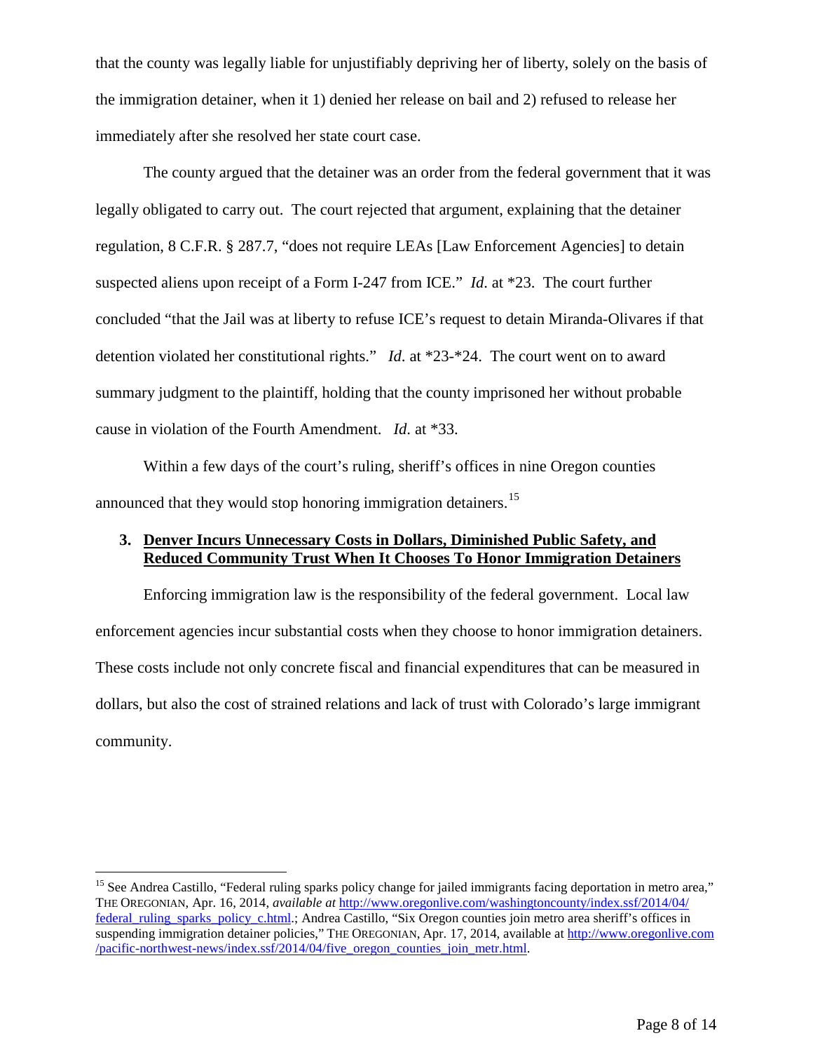that the county was legally liable for unjustifiably depriving her of liberty, solely on the basis of the immigration detainer, when it 1) denied her release on bail and 2) refused to release her immediately after she resolved her state court case.

The county argued that the detainer was an order from the federal government that it was legally obligated to carry out. The court rejected that argument, explaining that the detainer regulation, 8 C.F.R. § 287.7, "does not require LEAs [Law Enforcement Agencies] to detain suspected aliens upon receipt of a Form I-247 from ICE." *Id.* at *23. The court further concluded "that the Jail was at liberty to refuse ICE's request to detain Miranda-Olivares if that detention violated her constitutional rights." *Id.* at *23-*24. The court went on to award summary judgment to the plaintiff, holding that the county imprisoned her without probable cause in violation of the Fourth Amendment. *Id.* at *33.

Within a few days of the court's ruling, sheriff's offices in nine Oregon counties announced that they would stop honoring immigration detainers.[15]

### 3. <u>Denver Incurs Unnecessary Costs in Dollars, Diminished Public Safety, and Reduced Community Trust When It Chooses To Honor Immigration Detainers</u>

Enforcing immigration law is the responsibility of the federal government. Local law enforcement agencies incur substantial costs when they choose to honor immigration detainers. These costs include not only concrete fiscal and financial expenditures that can be measured in dollars, but also the cost of strained relations and lack of trust with Colorado's large immigrant community.

---

[15] See Andrea Castillo, "Federal ruling sparks policy change for jailed immigrants facing deportation in metro area," THE OREGONIAN, Apr. 16, 2014, *available at* http://www.oregonlive.com/washingtoncounty/index.ssf/2014/04/federal_ruling_sparks_policy_c.html.; Andrea Castillo, "Six Oregon counties join metro area sheriff's offices in suspending immigration detainer policies," THE OREGONIAN, Apr. 17, 2014, available at http://www.oregonlive.com/pacific-northwest-news/index.ssf/2014/04/five_oregon_counties_join_metr.html.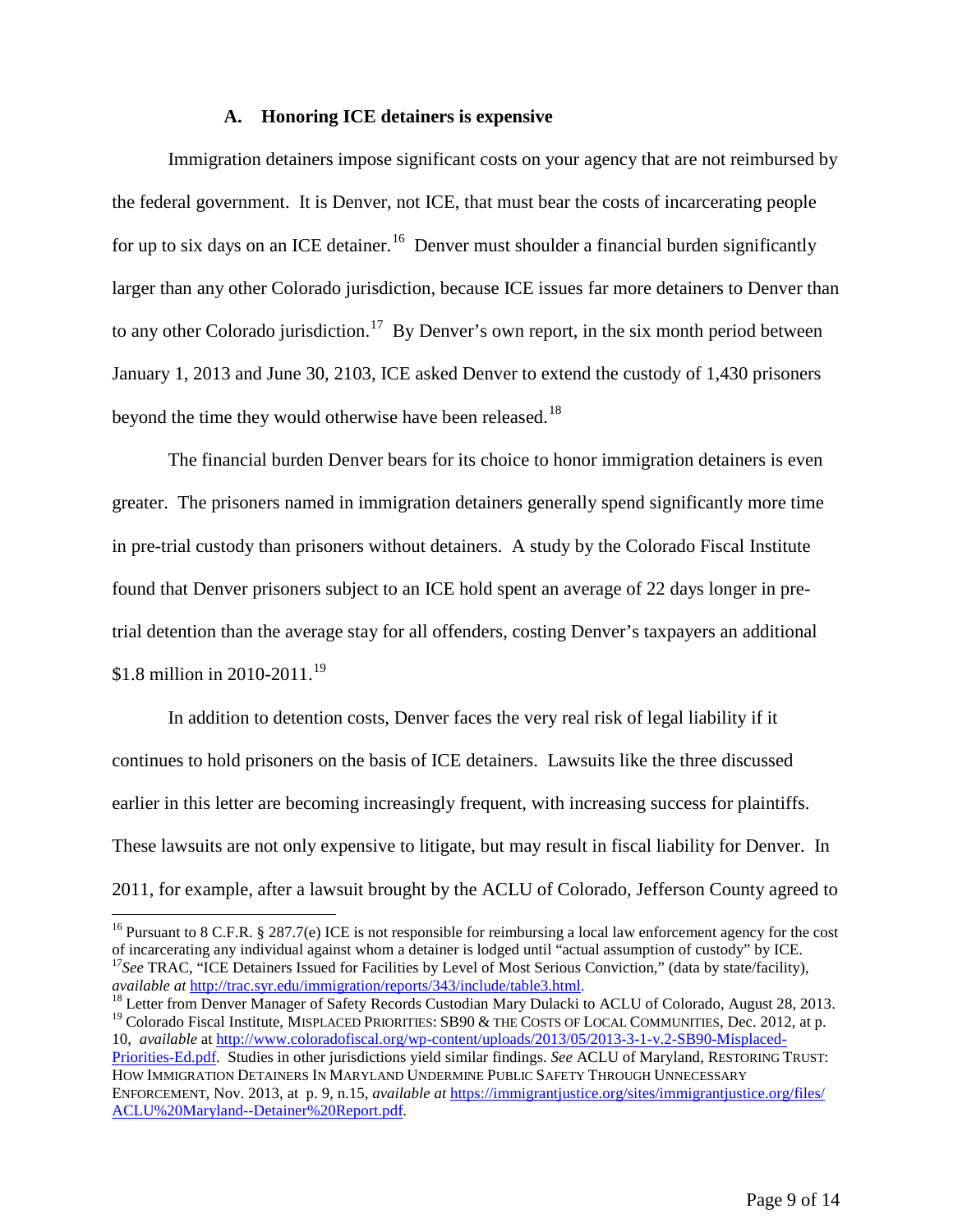### A. Honoring ICE detainers is expensive

Immigration detainers impose significant costs on your agency that are not reimbursed by the federal government. It is Denver, not ICE, that must bear the costs of incarcerating people for up to six days on an ICE detainer.[16] Denver must shoulder a financial burden significantly larger than any other Colorado jurisdiction, because ICE issues far more detainers to Denver than to any other Colorado jurisdiction.[17] By Denver's own report, in the six month period between January 1, 2013 and June 30, 2103, ICE asked Denver to extend the custody of 1,430 prisoners beyond the time they would otherwise have been released.[18]

The financial burden Denver bears for its choice to honor immigration detainers is even greater. The prisoners named in immigration detainers generally spend significantly more time in pre-trial custody than prisoners without detainers. A study by the Colorado Fiscal Institute found that Denver prisoners subject to an ICE hold spent an average of 22 days longer in pre-trial detention than the average stay for all offenders, costing Denver's taxpayers an additional $1.8 million in 2010-2011.[19]

In addition to detention costs, Denver faces the very real risk of legal liability if it continues to hold prisoners on the basis of ICE detainers. Lawsuits like the three discussed earlier in this letter are becoming increasingly frequent, with increasing success for plaintiffs. These lawsuits are not only expensive to litigate, but may result in fiscal liability for Denver. In 2011, for example, after a lawsuit brought by the ACLU of Colorado, Jefferson County agreed to

---

[16] Pursuant to 8 C.F.R. § 287.7(e) ICE is not responsible for reimbursing a local law enforcement agency for the cost of incarcerating any individual against whom a detainer is lodged until "actual assumption of custody" by ICE.

[17] *See* TRAC, "ICE Detainers Issued for Facilities by Level of Most Serious Conviction," (data by state/facility), *available at* http://trac.syr.edu/immigration/reports/343/include/table3.html.

[18] Letter from Denver Manager of Safety Records Custodian Mary Dulacki to ACLU of Colorado, August 28, 2013.

[19] Colorado Fiscal Institute, MISPLACED PRIORITIES: SB90 & THE COSTS OF LOCAL COMMUNITIES, Dec. 2012, at p. 10, *available* at http://www.coloradofiscal.org/wp-content/uploads/2013/05/2013-3-1-v.2-SB90-Misplaced-Priorities-Ed.pdf. Studies in other jurisdictions yield similar findings. *See* ACLU of Maryland, RESTORING TRUST: HOW IMMIGRATION DETAINERS IN MARYLAND UNDERMINE PUBLIC SAFETY THROUGH UNNECESSARY ENFORCEMENT, Nov. 2013, at p. 9, n.15, *available at* https://immigrantjustice.org/sites/immigrantjustice.org/files/ACLU%20Maryland--Detainer%20Report.pdf.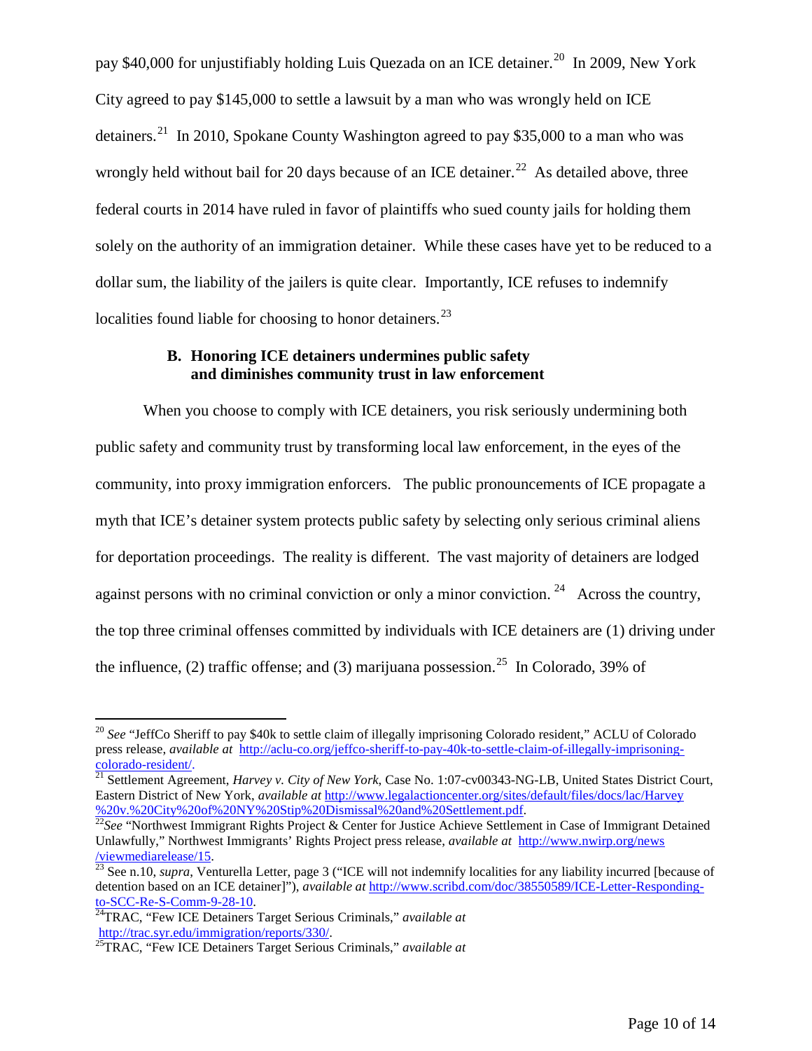pay $40,000 for unjustifiably holding Luis Quezada on an ICE detainer.[20] In 2009, New York City agreed to pay $145,000 to settle a lawsuit by a man who was wrongly held on ICE detainers.[21] In 2010, Spokane County Washington agreed to pay $35,000 to a man who was wrongly held without bail for 20 days because of an ICE detainer.[22] As detailed above, three federal courts in 2014 have ruled in favor of plaintiffs who sued county jails for holding them solely on the authority of an immigration detainer. While these cases have yet to be reduced to a dollar sum, the liability of the jailers is quite clear. Importantly, ICE refuses to indemnify localities found liable for choosing to honor detainers.[23]

### B. Honoring ICE detainers undermines public safety and diminishes community trust in law enforcement

When you choose to comply with ICE detainers, you risk seriously undermining both public safety and community trust by transforming local law enforcement, in the eyes of the community, into proxy immigration enforcers. The public pronouncements of ICE propagate a myth that ICE's detainer system protects public safety by selecting only serious criminal aliens for deportation proceedings. The reality is different. The vast majority of detainers are lodged against persons with no criminal conviction or only a minor conviction.[24] Across the country, the top three criminal offenses committed by individuals with ICE detainers are (1) driving under the influence, (2) traffic offense; and (3) marijuana possession.[25] In Colorado, 39% of

---

[20] *See* "JeffCo Sheriff to pay $40k to settle claim of illegally imprisoning Colorado resident," ACLU of Colorado press release, *available at* http://aclu-co.org/jeffco-sheriff-to-pay-40k-to-settle-claim-of-illegally-imprisoning-colorado-resident/.

[21] Settlement Agreement, *Harvey v. City of New York*, Case No. 1:07-cv00343-NG-LB, United States District Court, Eastern District of New York, *available at* http://www.legalactioncenter.org/sites/default/files/docs/lac/Harvey%20v.%20City%20of%20NY%20Stip%20Dismissal%20and%20Settlement.pdf.

[22] *See* "Northwest Immigrant Rights Project & Center for Justice Achieve Settlement in Case of Immigrant Detained Unlawfully," Northwest Immigrants' Rights Project press release, *available at* http://www.nwirp.org/news/viewmediarelease/15.

[23] See n.10, *supra*, Venturella Letter, page 3 ("ICE will not indemnify localities for any liability incurred [because of detention based on an ICE detainer]"), *available at* http://www.scribd.com/doc/38550589/ICE-Letter-Responding-to-SCC-Re-S-Comm-9-28-10.

[24] TRAC, "Few ICE Detainers Target Serious Criminals," *available at* http://trac.syr.edu/immigration/reports/330/.

[25] TRAC, "Few ICE Detainers Target Serious Criminals," *available at*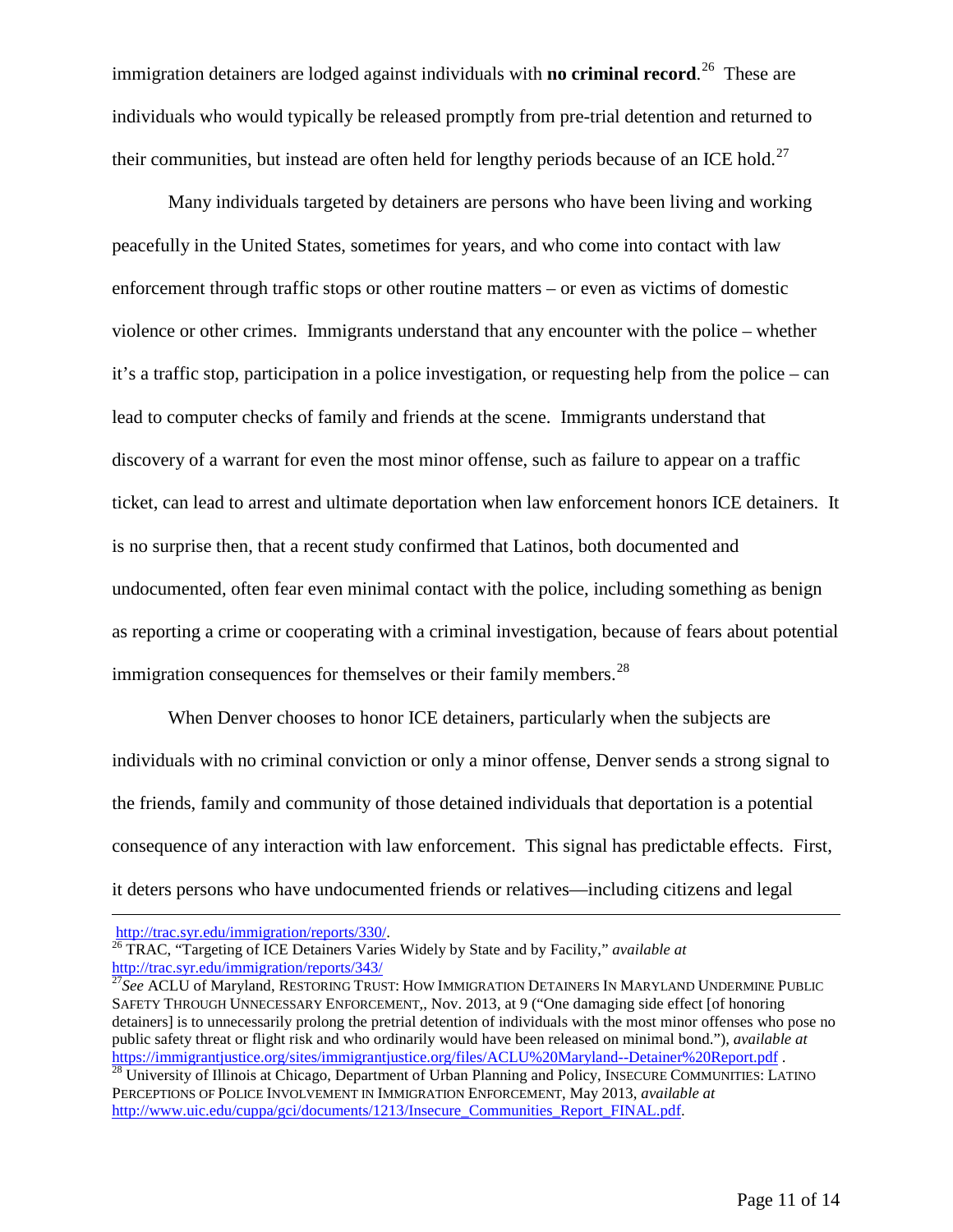immigration detainers are lodged against individuals with **no criminal record**.[26] These are individuals who would typically be released promptly from pre-trial detention and returned to their communities, but instead are often held for lengthy periods because of an ICE hold.[27]

Many individuals targeted by detainers are persons who have been living and working peacefully in the United States, sometimes for years, and who come into contact with law enforcement through traffic stops or other routine matters – or even as victims of domestic violence or other crimes. Immigrants understand that any encounter with the police – whether it's a traffic stop, participation in a police investigation, or requesting help from the police – can lead to computer checks of family and friends at the scene. Immigrants understand that discovery of a warrant for even the most minor offense, such as failure to appear on a traffic ticket, can lead to arrest and ultimate deportation when law enforcement honors ICE detainers. It is no surprise then, that a recent study confirmed that Latinos, both documented and undocumented, often fear even minimal contact with the police, including something as benign as reporting a crime or cooperating with a criminal investigation, because of fears about potential immigration consequences for themselves or their family members.[28]

When Denver chooses to honor ICE detainers, particularly when the subjects are individuals with no criminal conviction or only a minor offense, Denver sends a strong signal to the friends, family and community of those detained individuals that deportation is a potential consequence of any interaction with law enforcement. This signal has predictable effects. First, it deters persons who have undocumented friends or relatives—including citizens and legal

---

http://trac.syr.edu/immigration/reports/330/.

[26] TRAC, "Targeting of ICE Detainers Varies Widely by State and by Facility," *available at* http://trac.syr.edu/immigration/reports/343/

[27] *See* ACLU of Maryland, RESTORING TRUST: HOW IMMIGRATION DETAINERS IN MARYLAND UNDERMINE PUBLIC SAFETY THROUGH UNNECESSARY ENFORCEMENT,, Nov. 2013, at 9 ("One damaging side effect [of honoring detainers] is to unnecessarily prolong the pretrial detention of individuals with the most minor offenses who pose no public safety threat or flight risk and who ordinarily would have been released on minimal bond."), *available at* https://immigrantjustice.org/sites/immigrantjustice.org/files/ACLU%20Maryland--Detainer%20Report.pdf .

[28] University of Illinois at Chicago, Department of Urban Planning and Policy, INSECURE COMMUNITIES: LATINO PERCEPTIONS OF POLICE INVOLVEMENT IN IMMIGRATION ENFORCEMENT, May 2013, *available at* http://www.uic.edu/cuppa/gci/documents/1213/Insecure_Communities_Report_FINAL.pdf.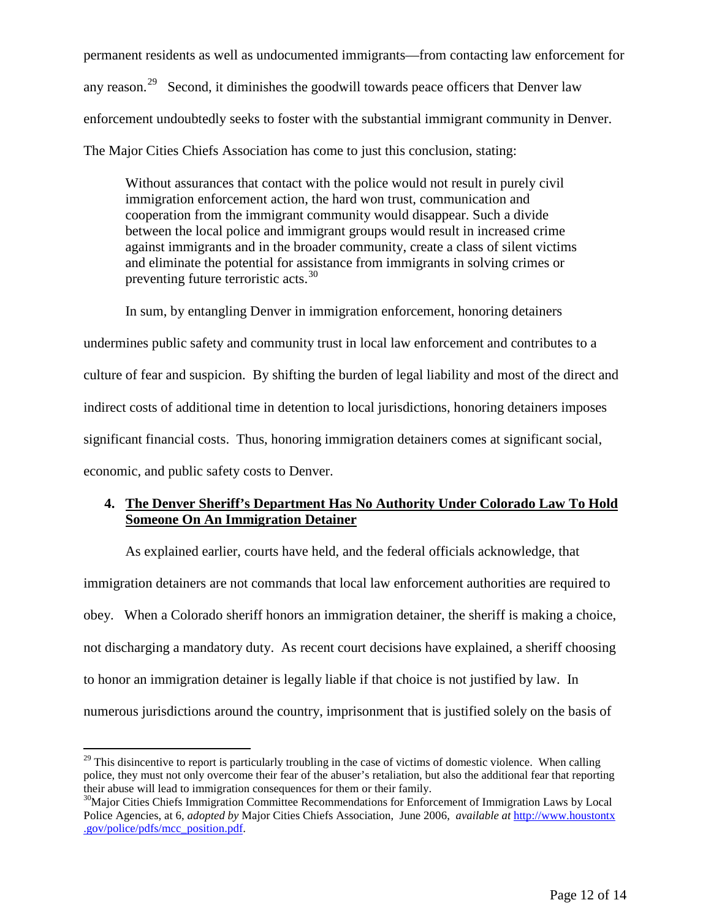permanent residents as well as undocumented immigrants—from contacting law enforcement for any reason.[29] Second, it diminishes the goodwill towards peace officers that Denver law enforcement undoubtedly seeks to foster with the substantial immigrant community in Denver. The Major Cities Chiefs Association has come to just this conclusion, stating:

> Without assurances that contact with the police would not result in purely civil immigration enforcement action, the hard won trust, communication and cooperation from the immigrant community would disappear. Such a divide between the local police and immigrant groups would result in increased crime against immigrants and in the broader community, create a class of silent victims and eliminate the potential for assistance from immigrants in solving crimes or preventing future terroristic acts.[30]

In sum, by entangling Denver in immigration enforcement, honoring detainers undermines public safety and community trust in local law enforcement and contributes to a culture of fear and suspicion. By shifting the burden of legal liability and most of the direct and indirect costs of additional time in detention to local jurisdictions, honoring detainers imposes significant financial costs. Thus, honoring immigration detainers comes at significant social, economic, and public safety costs to Denver.

### 4. <u>The Denver Sheriff's Department Has No Authority Under Colorado Law To Hold Someone On An Immigration Detainer</u>

As explained earlier, courts have held, and the federal officials acknowledge, that immigration detainers are not commands that local law enforcement authorities are required to obey. When a Colorado sheriff honors an immigration detainer, the sheriff is making a choice, not discharging a mandatory duty. As recent court decisions have explained, a sheriff choosing to honor an immigration detainer is legally liable if that choice is not justified by law. In numerous jurisdictions around the country, imprisonment that is justified solely on the basis of

---

[29] This disincentive to report is particularly troubling in the case of victims of domestic violence. When calling police, they must not only overcome their fear of the abuser's retaliation, but also the additional fear that reporting their abuse will lead to immigration consequences for them or their family.

[30] Major Cities Chiefs Immigration Committee Recommendations for Enforcement of Immigration Laws by Local Police Agencies, at 6, *adopted by* Major Cities Chiefs Association, June 2006, *available at* http://www.houstontx.gov/police/pdfs/mcc_position.pdf.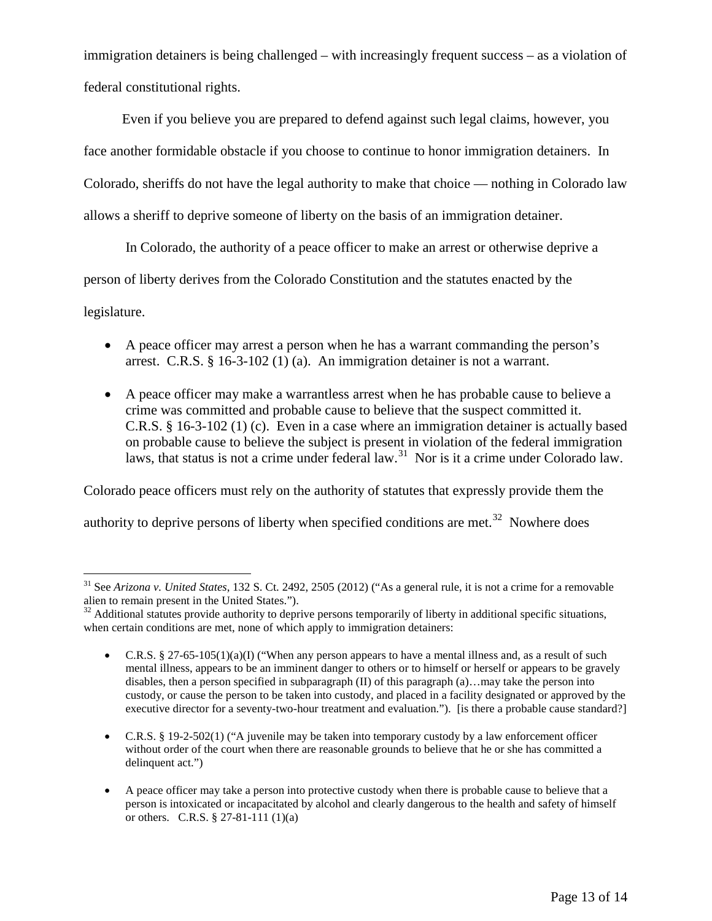immigration detainers is being challenged – with increasingly frequent success – as a violation of federal constitutional rights.

Even if you believe you are prepared to defend against such legal claims, however, you face another formidable obstacle if you choose to continue to honor immigration detainers. In Colorado, sheriffs do not have the legal authority to make that choice — nothing in Colorado law allows a sheriff to deprive someone of liberty on the basis of an immigration detainer.

In Colorado, the authority of a peace officer to make an arrest or otherwise deprive a person of liberty derives from the Colorado Constitution and the statutes enacted by the legislature.

- A peace officer may arrest a person when he has a warrant commanding the person's arrest. C.R.S. § 16-3-102 (1) (a). An immigration detainer is not a warrant.
- A peace officer may make a warrantless arrest when he has probable cause to believe a crime was committed and probable cause to believe that the suspect committed it. C.R.S. § 16-3-102 (1) (c). Even in a case where an immigration detainer is actually based on probable cause to believe the subject is present in violation of the federal immigration laws, that status is not a crime under federal law.[31] Nor is it a crime under Colorado law.

Colorado peace officers must rely on the authority of statutes that expressly provide them the authority to deprive persons of liberty when specified conditions are met.[32] Nowhere does

---

[31] See *Arizona v. United States*, 132 S. Ct. 2492, 2505 (2012) ("As a general rule, it is not a crime for a removable alien to remain present in the United States.").

[32] Additional statutes provide authority to deprive persons temporarily of liberty in additional specific situations, when certain conditions are met, none of which apply to immigration detainers:

- C.R.S. § 27-65-105(1)(a)(I) ("When any person appears to have a mental illness and, as a result of such mental illness, appears to be an imminent danger to others or to himself or herself or appears to be gravely disables, then a person specified in subparagraph (II) of this paragraph (a)…may take the person into custody, or cause the person to be taken into custody, and placed in a facility designated or approved by the executive director for a seventy-two-hour treatment and evaluation."). [is there a probable cause standard?]
- C.R.S. § 19-2-502(1) ("A juvenile may be taken into temporary custody by a law enforcement officer without order of the court when there are reasonable grounds to believe that he or she has committed a delinquent act.")
- A peace officer may take a person into protective custody when there is probable cause to believe that a person is intoxicated or incapacitated by alcohol and clearly dangerous to the health and safety of himself or others. C.R.S. § 27-81-111 (1)(a)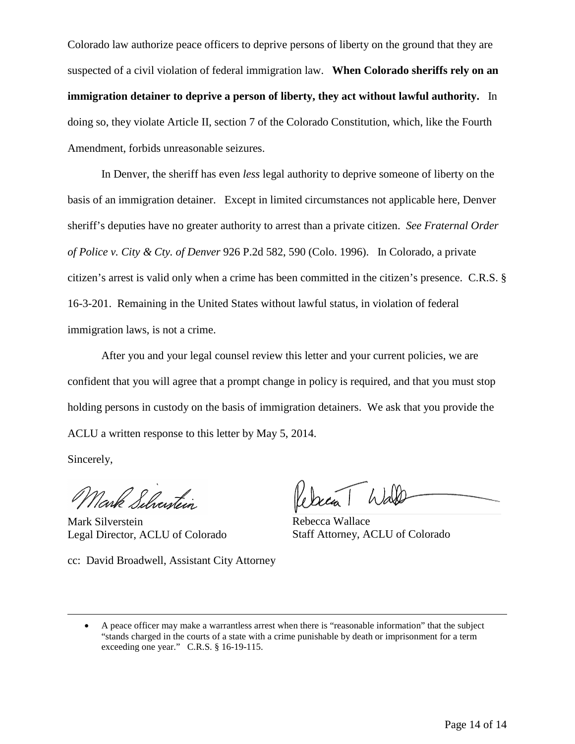Colorado law authorize peace officers to deprive persons of liberty on the ground that they are suspected of a civil violation of federal immigration law. **When Colorado sheriffs rely on an immigration detainer to deprive a person of liberty, they act without lawful authority.** In doing so, they violate Article II, section 7 of the Colorado Constitution, which, like the Fourth Amendment, forbids unreasonable seizures.

In Denver, the sheriff has even *less* legal authority to deprive someone of liberty on the basis of an immigration detainer. Except in limited circumstances not applicable here, Denver sheriff's deputies have no greater authority to arrest than a private citizen. *See Fraternal Order of Police v. City & Cty. of Denver* 926 P.2d 582, 590 (Colo. 1996). In Colorado, a private citizen's arrest is valid only when a crime has been committed in the citizen's presence. C.R.S. § 16-3-201. Remaining in the United States without lawful status, in violation of federal immigration laws, is not a crime.

After you and your legal counsel review this letter and your current policies, we are confident that you will agree that a prompt change in policy is required, and that you must stop holding persons in custody on the basis of immigration detainers. We ask that you provide the ACLU a written response to this letter by May 5, 2014.

Sincerely,

Mark Silverstein
Legal Director, ACLU of Colorado

Rebecca Wallace
Staff Attorney, ACLU of Colorado

cc: David Broadwell, Assistant City Attorney

---

- A peace officer may make a warrantless arrest when there is "reasonable information" that the subject "stands charged in the courts of a state with a crime punishable by death or imprisonment for a term exceeding one year." C.R.S. § 16-19-115.